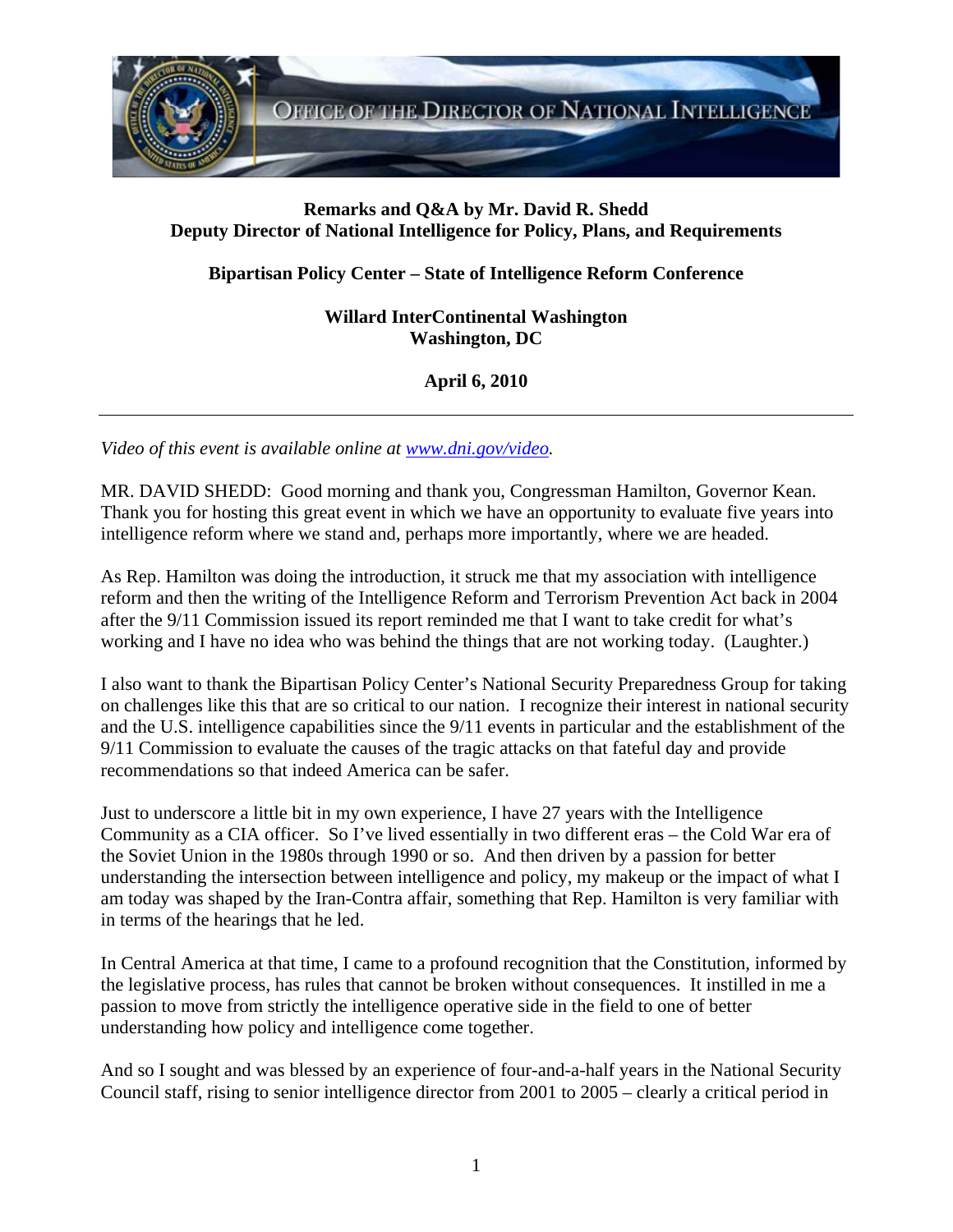**Remarks and Q&A by Mr. David R. Shedd**
**Deputy Director of National Intelligence for Policy, Plans, and Requirements**

**Bipartisan Policy Center – State of Intelligence Reform Conference**

**Willard InterContinental Washington**
**Washington, DC**

**April 6, 2010**

---

*Video of this event is available online at [www.dni.gov/video](www.dni.gov/video).*

MR. DAVID SHEDD: Good morning and thank you, Congressman Hamilton, Governor Kean. Thank you for hosting this great event in which we have an opportunity to evaluate five years into intelligence reform where we stand and, perhaps more importantly, where we are headed.

As Rep. Hamilton was doing the introduction, it struck me that my association with intelligence reform and then the writing of the Intelligence Reform and Terrorism Prevention Act back in 2004 after the 9/11 Commission issued its report reminded me that I want to take credit for what's working and I have no idea who was behind the things that are not working today. (Laughter.)

I also want to thank the Bipartisan Policy Center's National Security Preparedness Group for taking on challenges like this that are so critical to our nation. I recognize their interest in national security and the U.S. intelligence capabilities since the 9/11 events in particular and the establishment of the 9/11 Commission to evaluate the causes of the tragic attacks on that fateful day and provide recommendations so that indeed America can be safer.

Just to underscore a little bit in my own experience, I have 27 years with the Intelligence Community as a CIA officer. So I've lived essentially in two different eras – the Cold War era of the Soviet Union in the 1980s through 1990 or so. And then driven by a passion for better understanding the intersection between intelligence and policy, my makeup or the impact of what I am today was shaped by the Iran-Contra affair, something that Rep. Hamilton is very familiar with in terms of the hearings that he led.

In Central America at that time, I came to a profound recognition that the Constitution, informed by the legislative process, has rules that cannot be broken without consequences. It instilled in me a passion to move from strictly the intelligence operative side in the field to one of better understanding how policy and intelligence come together.

And so I sought and was blessed by an experience of four-and-a-half years in the National Security Council staff, rising to senior intelligence director from 2001 to 2005 – clearly a critical period in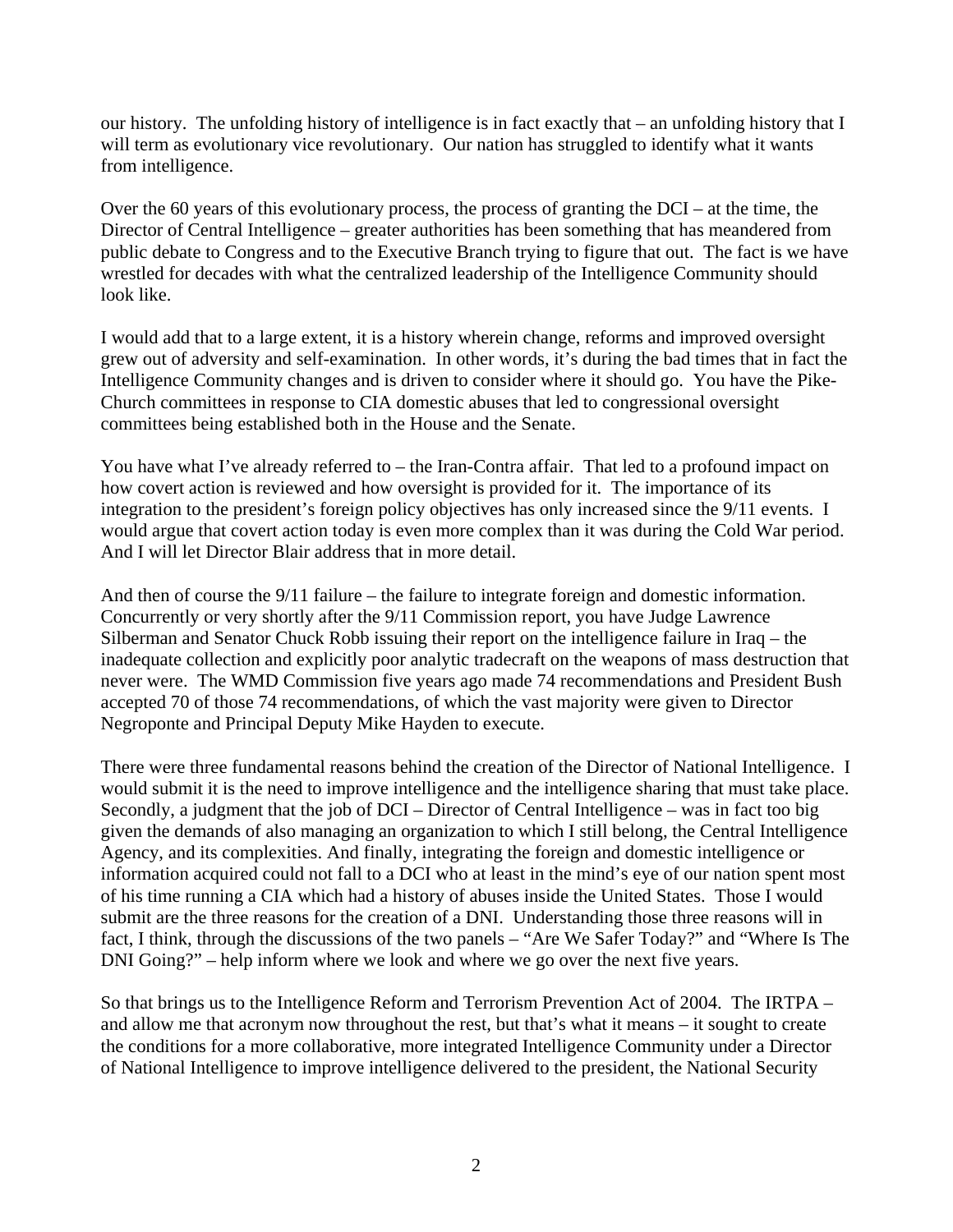our history. The unfolding history of intelligence is in fact exactly that – an unfolding history that I will term as evolutionary vice revolutionary. Our nation has struggled to identify what it wants from intelligence.

Over the 60 years of this evolutionary process, the process of granting the DCI – at the time, the Director of Central Intelligence – greater authorities has been something that has meandered from public debate to Congress and to the Executive Branch trying to figure that out. The fact is we have wrestled for decades with what the centralized leadership of the Intelligence Community should look like.

I would add that to a large extent, it is a history wherein change, reforms and improved oversight grew out of adversity and self-examination. In other words, it's during the bad times that in fact the Intelligence Community changes and is driven to consider where it should go. You have the Pike-Church committees in response to CIA domestic abuses that led to congressional oversight committees being established both in the House and the Senate.

You have what I've already referred to – the Iran-Contra affair. That led to a profound impact on how covert action is reviewed and how oversight is provided for it. The importance of its integration to the president's foreign policy objectives has only increased since the 9/11 events. I would argue that covert action today is even more complex than it was during the Cold War period. And I will let Director Blair address that in more detail.

And then of course the 9/11 failure – the failure to integrate foreign and domestic information. Concurrently or very shortly after the 9/11 Commission report, you have Judge Lawrence Silberman and Senator Chuck Robb issuing their report on the intelligence failure in Iraq – the inadequate collection and explicitly poor analytic tradecraft on the weapons of mass destruction that never were. The WMD Commission five years ago made 74 recommendations and President Bush accepted 70 of those 74 recommendations, of which the vast majority were given to Director Negroponte and Principal Deputy Mike Hayden to execute.

There were three fundamental reasons behind the creation of the Director of National Intelligence. I would submit it is the need to improve intelligence and the intelligence sharing that must take place. Secondly, a judgment that the job of DCI – Director of Central Intelligence – was in fact too big given the demands of also managing an organization to which I still belong, the Central Intelligence Agency, and its complexities. And finally, integrating the foreign and domestic intelligence or information acquired could not fall to a DCI who at least in the mind's eye of our nation spent most of his time running a CIA which had a history of abuses inside the United States. Those I would submit are the three reasons for the creation of a DNI. Understanding those three reasons will in fact, I think, through the discussions of the two panels – "Are We Safer Today?" and "Where Is The DNI Going?" – help inform where we look and where we go over the next five years.

So that brings us to the Intelligence Reform and Terrorism Prevention Act of 2004. The IRTPA – and allow me that acronym now throughout the rest, but that's what it means – it sought to create the conditions for a more collaborative, more integrated Intelligence Community under a Director of National Intelligence to improve intelligence delivered to the president, the National Security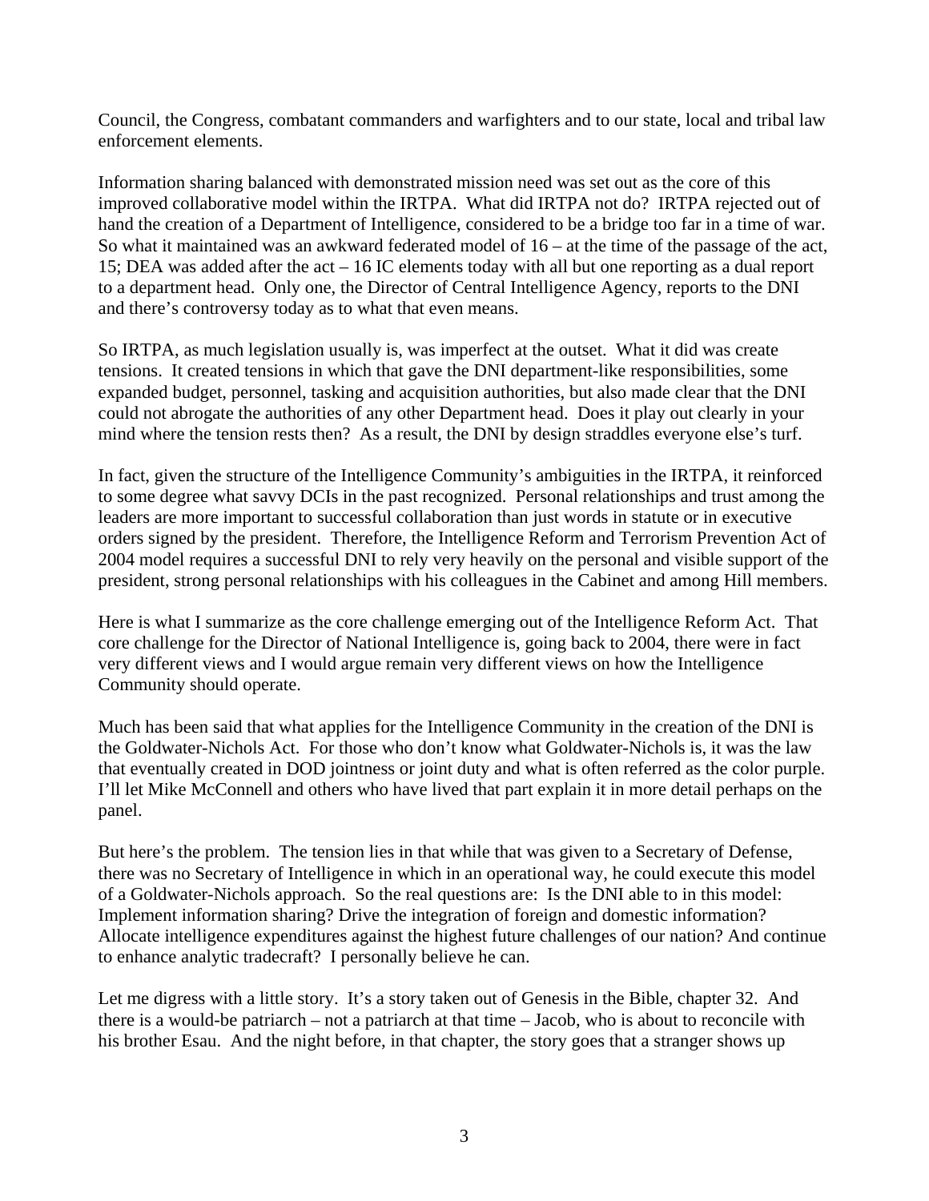Council, the Congress, combatant commanders and warfighters and to our state, local and tribal law enforcement elements.

Information sharing balanced with demonstrated mission need was set out as the core of this improved collaborative model within the IRTPA. What did IRTPA not do? IRTPA rejected out of hand the creation of a Department of Intelligence, considered to be a bridge too far in a time of war. So what it maintained was an awkward federated model of 16 – at the time of the passage of the act, 15; DEA was added after the act – 16 IC elements today with all but one reporting as a dual report to a department head. Only one, the Director of Central Intelligence Agency, reports to the DNI and there's controversy today as to what that even means.

So IRTPA, as much legislation usually is, was imperfect at the outset. What it did was create tensions. It created tensions in which that gave the DNI department-like responsibilities, some expanded budget, personnel, tasking and acquisition authorities, but also made clear that the DNI could not abrogate the authorities of any other Department head. Does it play out clearly in your mind where the tension rests then? As a result, the DNI by design straddles everyone else's turf.

In fact, given the structure of the Intelligence Community's ambiguities in the IRTPA, it reinforced to some degree what savvy DCIs in the past recognized. Personal relationships and trust among the leaders are more important to successful collaboration than just words in statute or in executive orders signed by the president. Therefore, the Intelligence Reform and Terrorism Prevention Act of 2004 model requires a successful DNI to rely very heavily on the personal and visible support of the president, strong personal relationships with his colleagues in the Cabinet and among Hill members.

Here is what I summarize as the core challenge emerging out of the Intelligence Reform Act. That core challenge for the Director of National Intelligence is, going back to 2004, there were in fact very different views and I would argue remain very different views on how the Intelligence Community should operate.

Much has been said that what applies for the Intelligence Community in the creation of the DNI is the Goldwater-Nichols Act. For those who don't know what Goldwater-Nichols is, it was the law that eventually created in DOD jointness or joint duty and what is often referred as the color purple. I'll let Mike McConnell and others who have lived that part explain it in more detail perhaps on the panel.

But here's the problem. The tension lies in that while that was given to a Secretary of Defense, there was no Secretary of Intelligence in which in an operational way, he could execute this model of a Goldwater-Nichols approach. So the real questions are: Is the DNI able to in this model: Implement information sharing? Drive the integration of foreign and domestic information? Allocate intelligence expenditures against the highest future challenges of our nation? And continue to enhance analytic tradecraft? I personally believe he can.

Let me digress with a little story. It's a story taken out of Genesis in the Bible, chapter 32. And there is a would-be patriarch – not a patriarch at that time – Jacob, who is about to reconcile with his brother Esau. And the night before, in that chapter, the story goes that a stranger shows up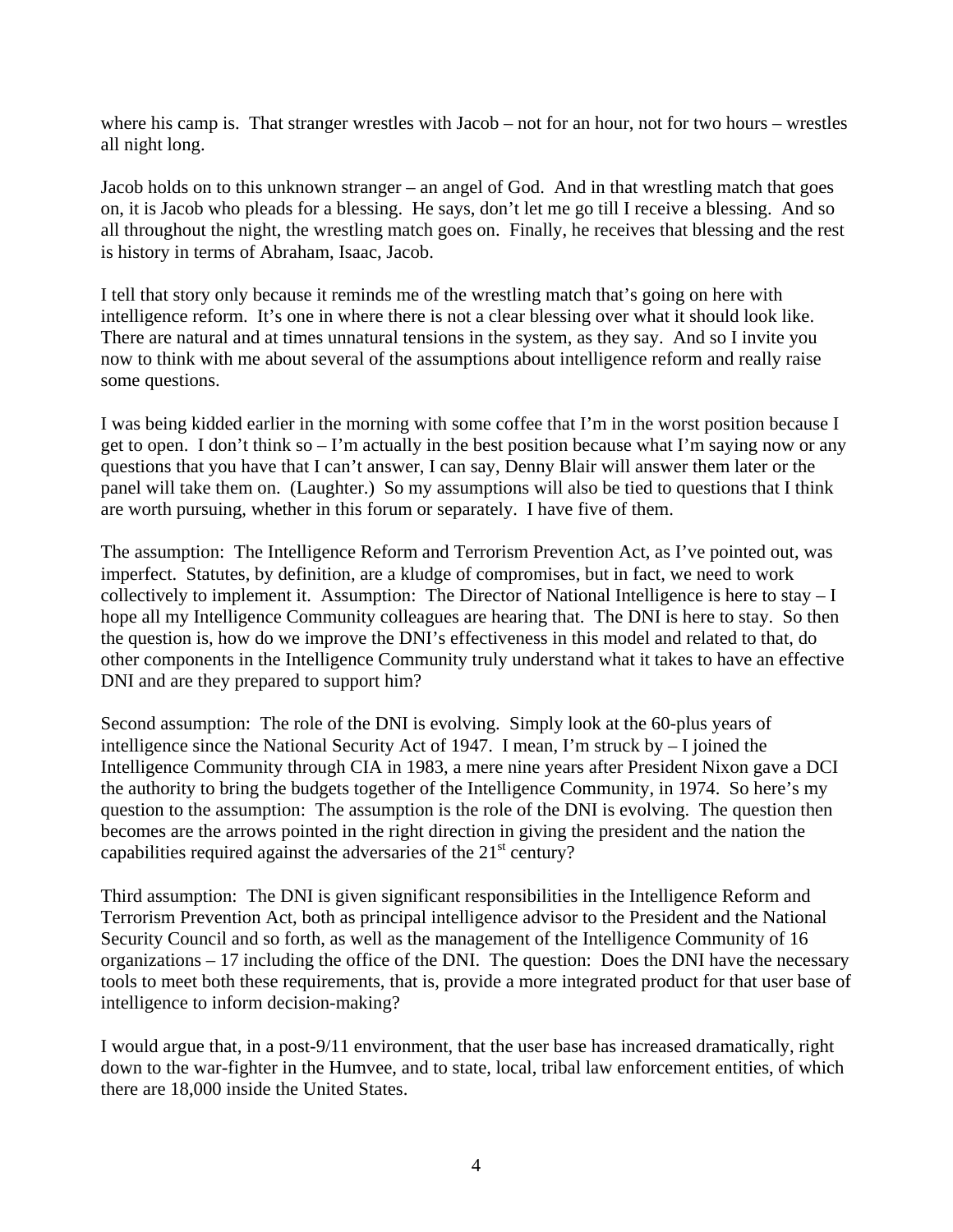where his camp is. That stranger wrestles with Jacob – not for an hour, not for two hours – wrestles all night long.

Jacob holds on to this unknown stranger – an angel of God. And in that wrestling match that goes on, it is Jacob who pleads for a blessing. He says, don't let me go till I receive a blessing. And so all throughout the night, the wrestling match goes on. Finally, he receives that blessing and the rest is history in terms of Abraham, Isaac, Jacob.

I tell that story only because it reminds me of the wrestling match that's going on here with intelligence reform. It's one in where there is not a clear blessing over what it should look like. There are natural and at times unnatural tensions in the system, as they say. And so I invite you now to think with me about several of the assumptions about intelligence reform and really raise some questions.

I was being kidded earlier in the morning with some coffee that I'm in the worst position because I get to open. I don't think so – I'm actually in the best position because what I'm saying now or any questions that you have that I can't answer, I can say, Denny Blair will answer them later or the panel will take them on. (Laughter.) So my assumptions will also be tied to questions that I think are worth pursuing, whether in this forum or separately. I have five of them.

The assumption: The Intelligence Reform and Terrorism Prevention Act, as I've pointed out, was imperfect. Statutes, by definition, are a kludge of compromises, but in fact, we need to work collectively to implement it. Assumption: The Director of National Intelligence is here to stay – I hope all my Intelligence Community colleagues are hearing that. The DNI is here to stay. So then the question is, how do we improve the DNI's effectiveness in this model and related to that, do other components in the Intelligence Community truly understand what it takes to have an effective DNI and are they prepared to support him?

Second assumption: The role of the DNI is evolving. Simply look at the 60-plus years of intelligence since the National Security Act of 1947. I mean, I'm struck by – I joined the Intelligence Community through CIA in 1983, a mere nine years after President Nixon gave a DCI the authority to bring the budgets together of the Intelligence Community, in 1974. So here's my question to the assumption: The assumption is the role of the DNI is evolving. The question then becomes are the arrows pointed in the right direction in giving the president and the nation the capabilities required against the adversaries of the 21st century?

Third assumption: The DNI is given significant responsibilities in the Intelligence Reform and Terrorism Prevention Act, both as principal intelligence advisor to the President and the National Security Council and so forth, as well as the management of the Intelligence Community of 16 organizations – 17 including the office of the DNI. The question: Does the DNI have the necessary tools to meet both these requirements, that is, provide a more integrated product for that user base of intelligence to inform decision-making?

I would argue that, in a post-9/11 environment, that the user base has increased dramatically, right down to the war-fighter in the Humvee, and to state, local, tribal law enforcement entities, of which there are 18,000 inside the United States.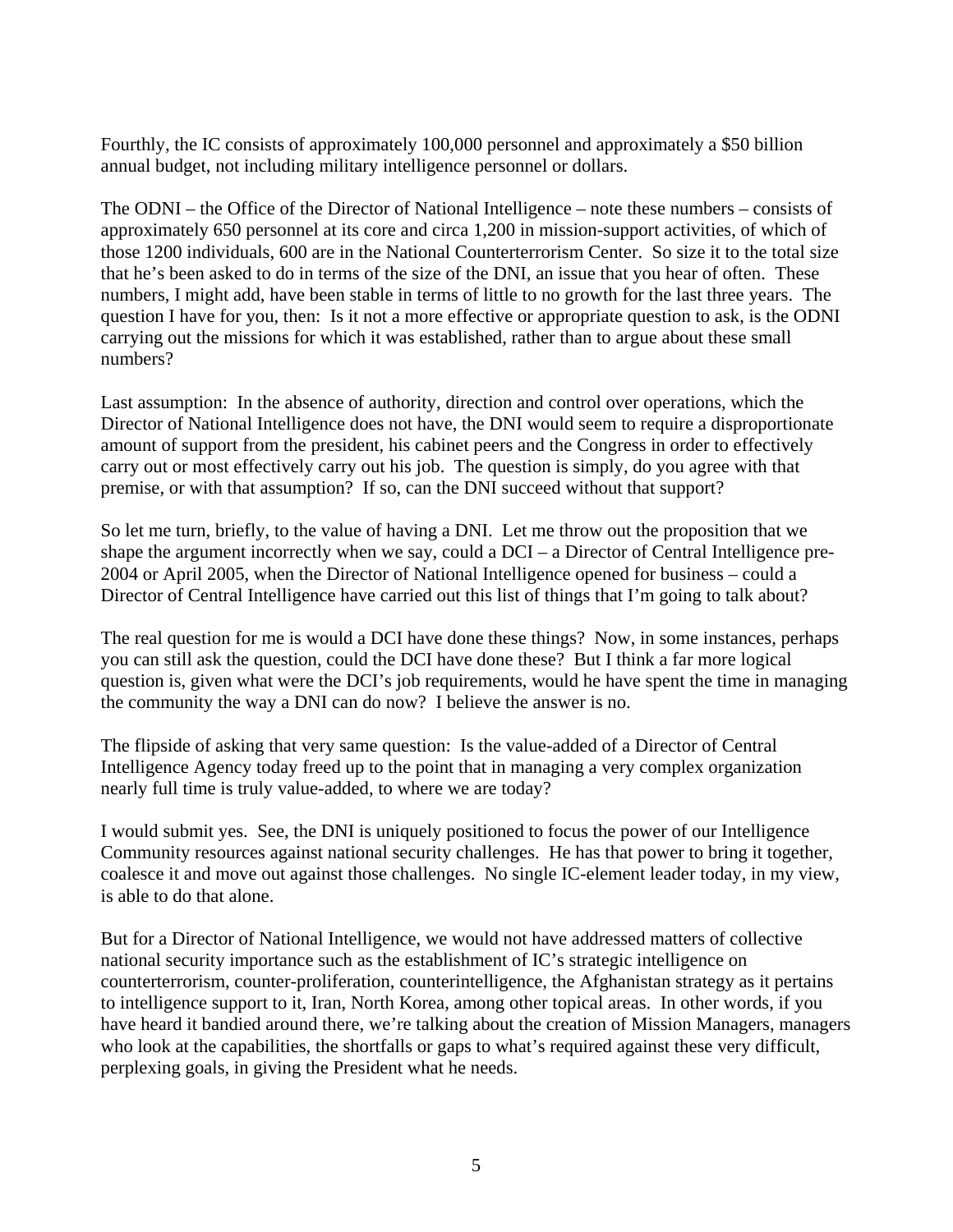Fourthly, the IC consists of approximately 100,000 personnel and approximately a $50 billion annual budget, not including military intelligence personnel or dollars.

The ODNI – the Office of the Director of National Intelligence – note these numbers – consists of approximately 650 personnel at its core and circa 1,200 in mission-support activities, of which of those 1200 individuals, 600 are in the National Counterterrorism Center. So size it to the total size that he's been asked to do in terms of the size of the DNI, an issue that you hear of often. These numbers, I might add, have been stable in terms of little to no growth for the last three years. The question I have for you, then: Is it not a more effective or appropriate question to ask, is the ODNI carrying out the missions for which it was established, rather than to argue about these small numbers?

Last assumption: In the absence of authority, direction and control over operations, which the Director of National Intelligence does not have, the DNI would seem to require a disproportionate amount of support from the president, his cabinet peers and the Congress in order to effectively carry out or most effectively carry out his job. The question is simply, do you agree with that premise, or with that assumption? If so, can the DNI succeed without that support?

So let me turn, briefly, to the value of having a DNI. Let me throw out the proposition that we shape the argument incorrectly when we say, could a DCI – a Director of Central Intelligence pre-2004 or April 2005, when the Director of National Intelligence opened for business – could a Director of Central Intelligence have carried out this list of things that I'm going to talk about?

The real question for me is would a DCI have done these things? Now, in some instances, perhaps you can still ask the question, could the DCI have done these? But I think a far more logical question is, given what were the DCI's job requirements, would he have spent the time in managing the community the way a DNI can do now? I believe the answer is no.

The flipside of asking that very same question: Is the value-added of a Director of Central Intelligence Agency today freed up to the point that in managing a very complex organization nearly full time is truly value-added, to where we are today?

I would submit yes. See, the DNI is uniquely positioned to focus the power of our Intelligence Community resources against national security challenges. He has that power to bring it together, coalesce it and move out against those challenges. No single IC-element leader today, in my view, is able to do that alone.

But for a Director of National Intelligence, we would not have addressed matters of collective national security importance such as the establishment of IC's strategic intelligence on counterterrorism, counter-proliferation, counterintelligence, the Afghanistan strategy as it pertains to intelligence support to it, Iran, North Korea, among other topical areas. In other words, if you have heard it bandied around there, we're talking about the creation of Mission Managers, managers who look at the capabilities, the shortfalls or gaps to what's required against these very difficult, perplexing goals, in giving the President what he needs.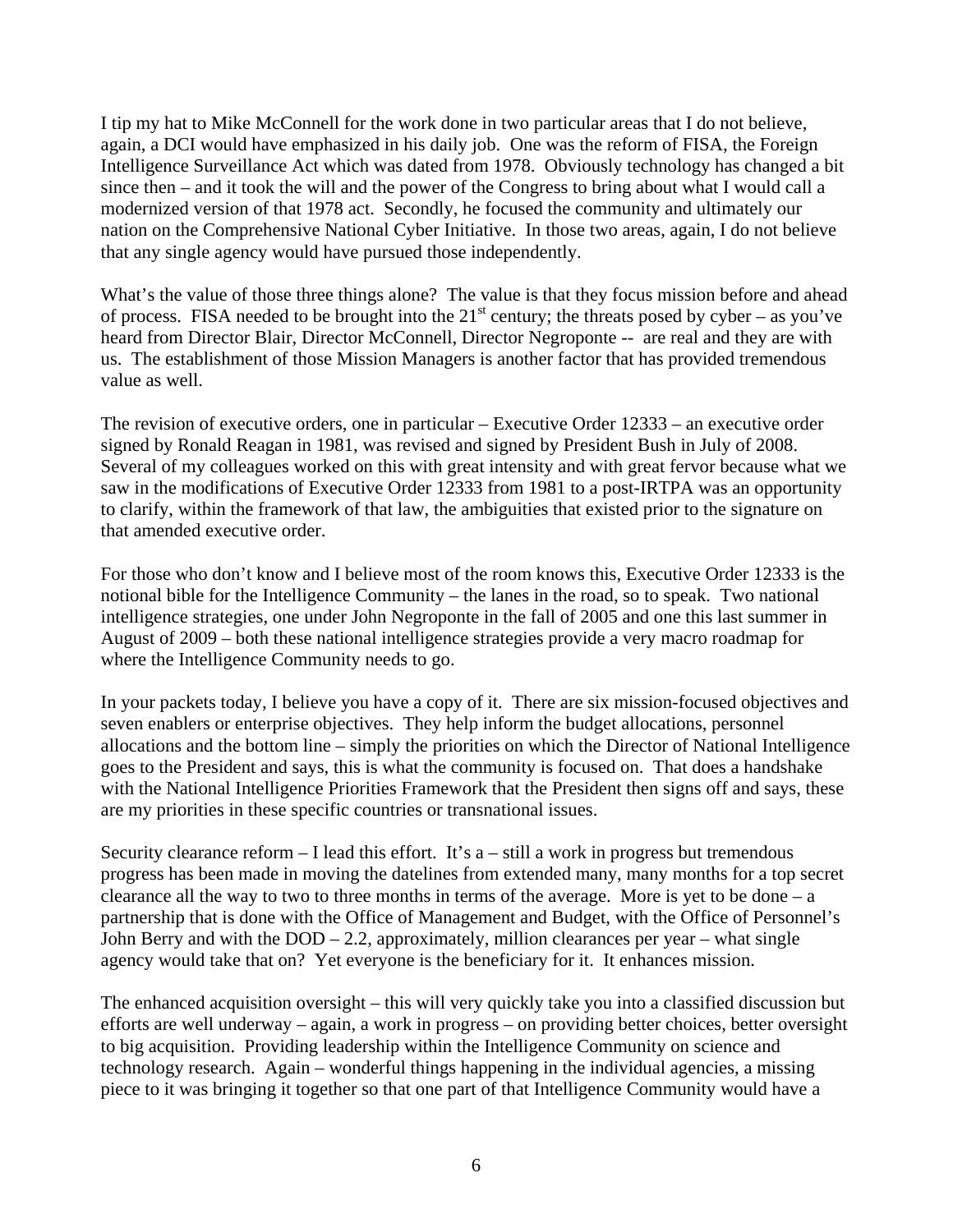I tip my hat to Mike McConnell for the work done in two particular areas that I do not believe, again, a DCI would have emphasized in his daily job. One was the reform of FISA, the Foreign Intelligence Surveillance Act which was dated from 1978. Obviously technology has changed a bit since then – and it took the will and the power of the Congress to bring about what I would call a modernized version of that 1978 act. Secondly, he focused the community and ultimately our nation on the Comprehensive National Cyber Initiative. In those two areas, again, I do not believe that any single agency would have pursued those independently.

What's the value of those three things alone? The value is that they focus mission before and ahead of process. FISA needed to be brought into the 21st century; the threats posed by cyber – as you've heard from Director Blair, Director McConnell, Director Negroponte -- are real and they are with us. The establishment of those Mission Managers is another factor that has provided tremendous value as well.

The revision of executive orders, one in particular – Executive Order 12333 – an executive order signed by Ronald Reagan in 1981, was revised and signed by President Bush in July of 2008. Several of my colleagues worked on this with great intensity and with great fervor because what we saw in the modifications of Executive Order 12333 from 1981 to a post-IRTPA was an opportunity to clarify, within the framework of that law, the ambiguities that existed prior to the signature on that amended executive order.

For those who don't know and I believe most of the room knows this, Executive Order 12333 is the notional bible for the Intelligence Community – the lanes in the road, so to speak. Two national intelligence strategies, one under John Negroponte in the fall of 2005 and one this last summer in August of 2009 – both these national intelligence strategies provide a very macro roadmap for where the Intelligence Community needs to go.

In your packets today, I believe you have a copy of it. There are six mission-focused objectives and seven enablers or enterprise objectives. They help inform the budget allocations, personnel allocations and the bottom line – simply the priorities on which the Director of National Intelligence goes to the President and says, this is what the community is focused on. That does a handshake with the National Intelligence Priorities Framework that the President then signs off and says, these are my priorities in these specific countries or transnational issues.

Security clearance reform – I lead this effort. It's a – still a work in progress but tremendous progress has been made in moving the datelines from extended many, many months for a top secret clearance all the way to two to three months in terms of the average. More is yet to be done – a partnership that is done with the Office of Management and Budget, with the Office of Personnel's John Berry and with the DOD – 2.2, approximately, million clearances per year – what single agency would take that on? Yet everyone is the beneficiary for it. It enhances mission.

The enhanced acquisition oversight – this will very quickly take you into a classified discussion but efforts are well underway – again, a work in progress – on providing better choices, better oversight to big acquisition. Providing leadership within the Intelligence Community on science and technology research. Again – wonderful things happening in the individual agencies, a missing piece to it was bringing it together so that one part of that Intelligence Community would have a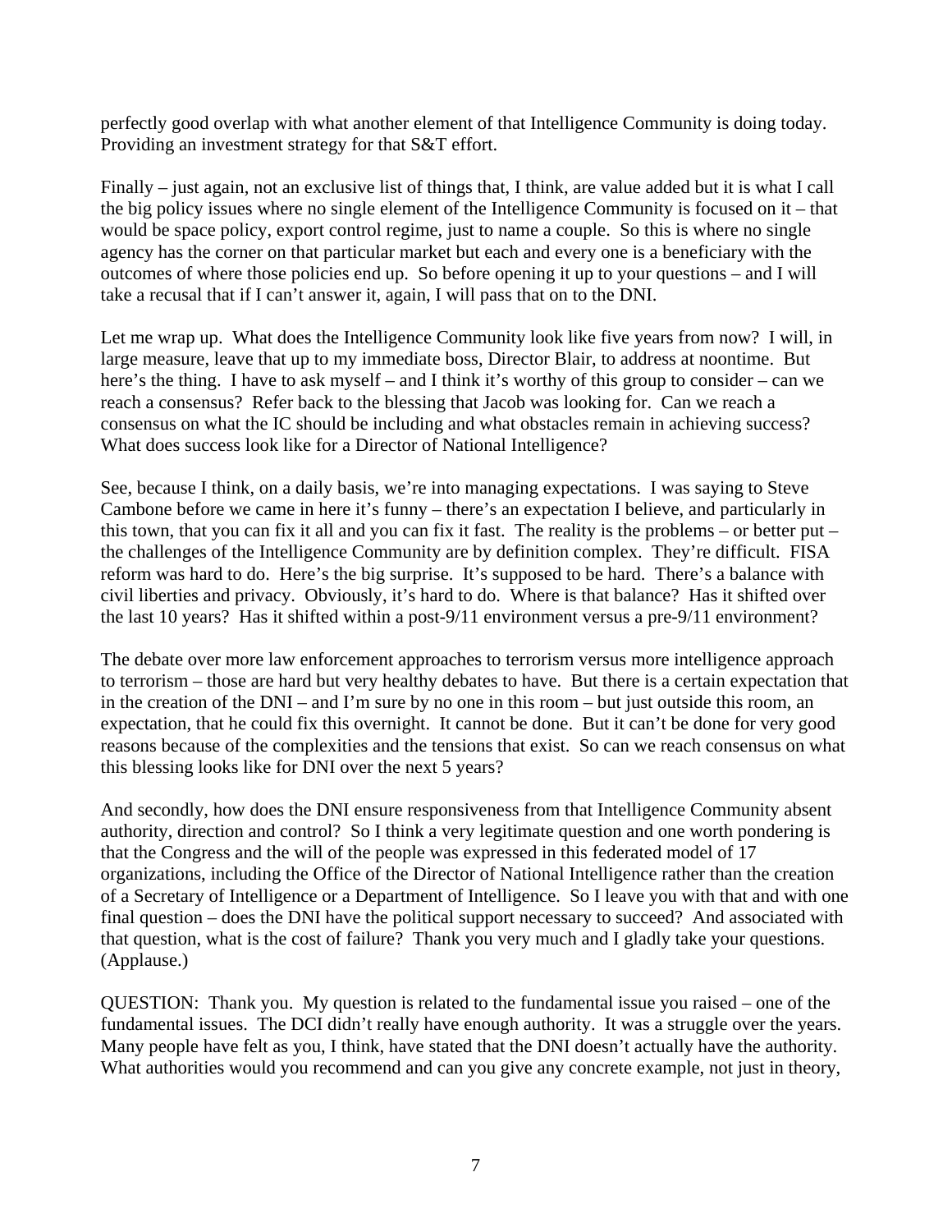perfectly good overlap with what another element of that Intelligence Community is doing today. Providing an investment strategy for that S&T effort.

Finally – just again, not an exclusive list of things that, I think, are value added but it is what I call the big policy issues where no single element of the Intelligence Community is focused on it – that would be space policy, export control regime, just to name a couple. So this is where no single agency has the corner on that particular market but each and every one is a beneficiary with the outcomes of where those policies end up. So before opening it up to your questions – and I will take a recusal that if I can't answer it, again, I will pass that on to the DNI.

Let me wrap up. What does the Intelligence Community look like five years from now? I will, in large measure, leave that up to my immediate boss, Director Blair, to address at noontime. But here's the thing. I have to ask myself – and I think it's worthy of this group to consider – can we reach a consensus? Refer back to the blessing that Jacob was looking for. Can we reach a consensus on what the IC should be including and what obstacles remain in achieving success? What does success look like for a Director of National Intelligence?

See, because I think, on a daily basis, we're into managing expectations. I was saying to Steve Cambone before we came in here it's funny – there's an expectation I believe, and particularly in this town, that you can fix it all and you can fix it fast. The reality is the problems – or better put – the challenges of the Intelligence Community are by definition complex. They're difficult. FISA reform was hard to do. Here's the big surprise. It's supposed to be hard. There's a balance with civil liberties and privacy. Obviously, it's hard to do. Where is that balance? Has it shifted over the last 10 years? Has it shifted within a post-9/11 environment versus a pre-9/11 environment?

The debate over more law enforcement approaches to terrorism versus more intelligence approach to terrorism – those are hard but very healthy debates to have. But there is a certain expectation that in the creation of the DNI – and I'm sure by no one in this room – but just outside this room, an expectation, that he could fix this overnight. It cannot be done. But it can't be done for very good reasons because of the complexities and the tensions that exist. So can we reach consensus on what this blessing looks like for DNI over the next 5 years?

And secondly, how does the DNI ensure responsiveness from that Intelligence Community absent authority, direction and control? So I think a very legitimate question and one worth pondering is that the Congress and the will of the people was expressed in this federated model of 17 organizations, including the Office of the Director of National Intelligence rather than the creation of a Secretary of Intelligence or a Department of Intelligence. So I leave you with that and with one final question – does the DNI have the political support necessary to succeed? And associated with that question, what is the cost of failure? Thank you very much and I gladly take your questions. (Applause.)

QUESTION: Thank you. My question is related to the fundamental issue you raised – one of the fundamental issues. The DCI didn't really have enough authority. It was a struggle over the years. Many people have felt as you, I think, have stated that the DNI doesn't actually have the authority. What authorities would you recommend and can you give any concrete example, not just in theory,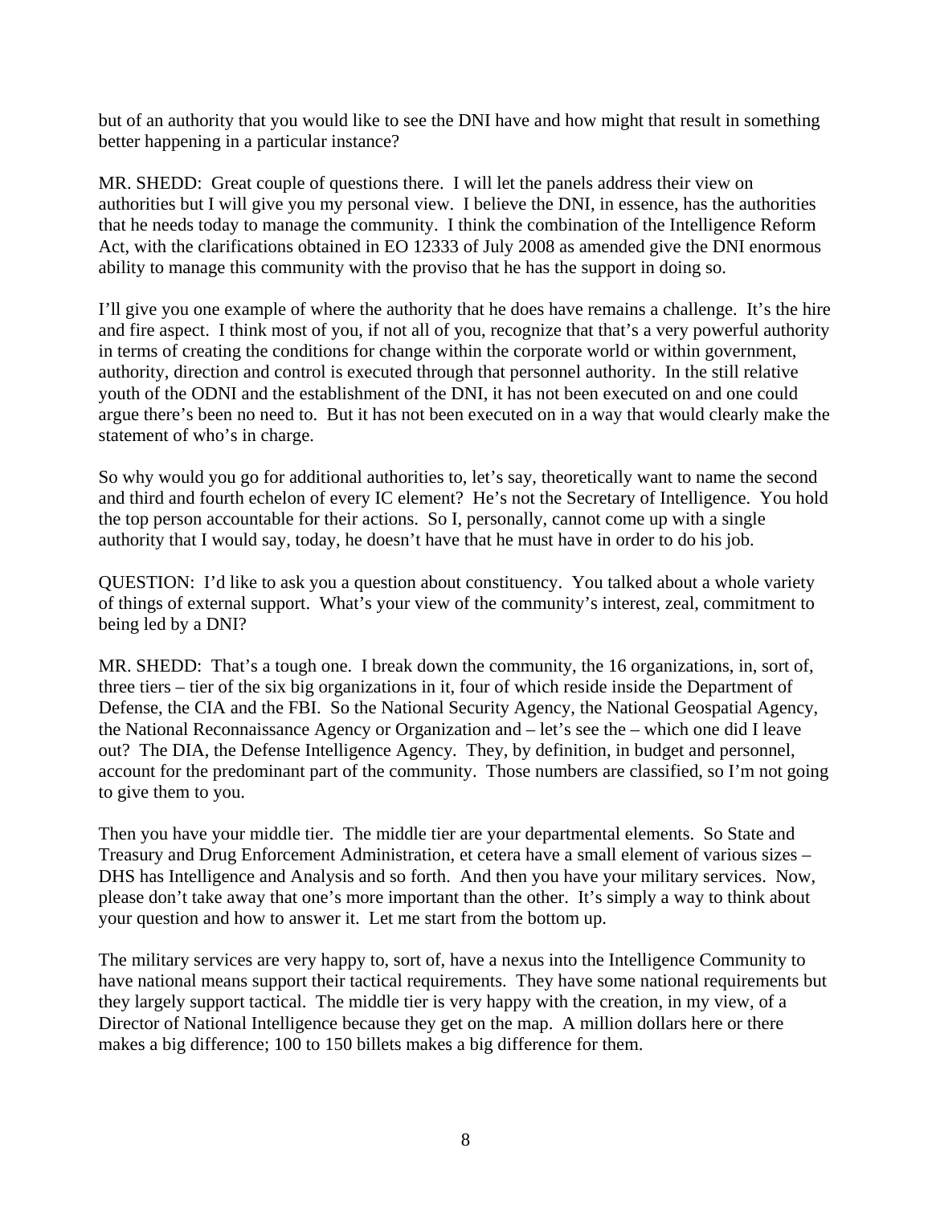but of an authority that you would like to see the DNI have and how might that result in something better happening in a particular instance?

MR. SHEDD: Great couple of questions there. I will let the panels address their view on authorities but I will give you my personal view. I believe the DNI, in essence, has the authorities that he needs today to manage the community. I think the combination of the Intelligence Reform Act, with the clarifications obtained in EO 12333 of July 2008 as amended give the DNI enormous ability to manage this community with the proviso that he has the support in doing so.

I'll give you one example of where the authority that he does have remains a challenge. It's the hire and fire aspect. I think most of you, if not all of you, recognize that that's a very powerful authority in terms of creating the conditions for change within the corporate world or within government, authority, direction and control is executed through that personnel authority. In the still relative youth of the ODNI and the establishment of the DNI, it has not been executed on and one could argue there's been no need to. But it has not been executed on in a way that would clearly make the statement of who's in charge.

So why would you go for additional authorities to, let's say, theoretically want to name the second and third and fourth echelon of every IC element? He's not the Secretary of Intelligence. You hold the top person accountable for their actions. So I, personally, cannot come up with a single authority that I would say, today, he doesn't have that he must have in order to do his job.

QUESTION: I'd like to ask you a question about constituency. You talked about a whole variety of things of external support. What's your view of the community's interest, zeal, commitment to being led by a DNI?

MR. SHEDD: That's a tough one. I break down the community, the 16 organizations, in, sort of, three tiers – tier of the six big organizations in it, four of which reside inside the Department of Defense, the CIA and the FBI. So the National Security Agency, the National Geospatial Agency, the National Reconnaissance Agency or Organization and – let's see the – which one did I leave out? The DIA, the Defense Intelligence Agency. They, by definition, in budget and personnel, account for the predominant part of the community. Those numbers are classified, so I'm not going to give them to you.

Then you have your middle tier. The middle tier are your departmental elements. So State and Treasury and Drug Enforcement Administration, et cetera have a small element of various sizes – DHS has Intelligence and Analysis and so forth. And then you have your military services. Now, please don't take away that one's more important than the other. It's simply a way to think about your question and how to answer it. Let me start from the bottom up.

The military services are very happy to, sort of, have a nexus into the Intelligence Community to have national means support their tactical requirements. They have some national requirements but they largely support tactical. The middle tier is very happy with the creation, in my view, of a Director of National Intelligence because they get on the map. A million dollars here or there makes a big difference; 100 to 150 billets makes a big difference for them.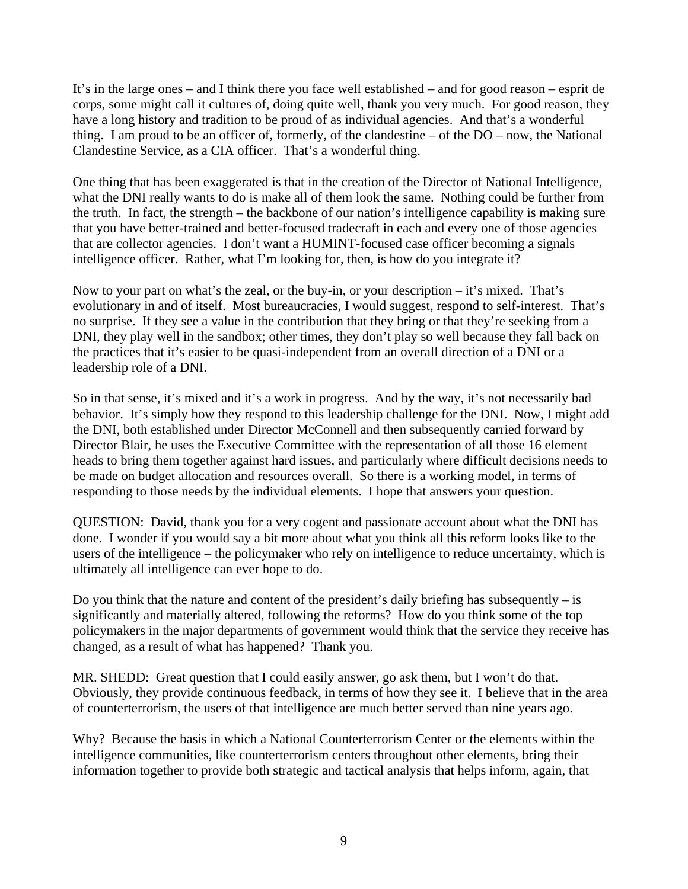It's in the large ones – and I think there you face well established – and for good reason – esprit de corps, some might call it cultures of, doing quite well, thank you very much. For good reason, they have a long history and tradition to be proud of as individual agencies. And that's a wonderful thing. I am proud to be an officer of, formerly, of the clandestine – of the DO – now, the National Clandestine Service, as a CIA officer. That's a wonderful thing.

One thing that has been exaggerated is that in the creation of the Director of National Intelligence, what the DNI really wants to do is make all of them look the same. Nothing could be further from the truth. In fact, the strength – the backbone of our nation's intelligence capability is making sure that you have better-trained and better-focused tradecraft in each and every one of those agencies that are collector agencies. I don't want a HUMINT-focused case officer becoming a signals intelligence officer. Rather, what I'm looking for, then, is how do you integrate it?

Now to your part on what's the zeal, or the buy-in, or your description – it's mixed. That's evolutionary in and of itself. Most bureaucracies, I would suggest, respond to self-interest. That's no surprise. If they see a value in the contribution that they bring or that they're seeking from a DNI, they play well in the sandbox; other times, they don't play so well because they fall back on the practices that it's easier to be quasi-independent from an overall direction of a DNI or a leadership role of a DNI.

So in that sense, it's mixed and it's a work in progress. And by the way, it's not necessarily bad behavior. It's simply how they respond to this leadership challenge for the DNI. Now, I might add the DNI, both established under Director McConnell and then subsequently carried forward by Director Blair, he uses the Executive Committee with the representation of all those 16 element heads to bring them together against hard issues, and particularly where difficult decisions needs to be made on budget allocation and resources overall. So there is a working model, in terms of responding to those needs by the individual elements. I hope that answers your question.

QUESTION: David, thank you for a very cogent and passionate account about what the DNI has done. I wonder if you would say a bit more about what you think all this reform looks like to the users of the intelligence – the policymaker who rely on intelligence to reduce uncertainty, which is ultimately all intelligence can ever hope to do.

Do you think that the nature and content of the president's daily briefing has subsequently – is significantly and materially altered, following the reforms? How do you think some of the top policymakers in the major departments of government would think that the service they receive has changed, as a result of what has happened? Thank you.

MR. SHEDD: Great question that I could easily answer, go ask them, but I won't do that. Obviously, they provide continuous feedback, in terms of how they see it. I believe that in the area of counterterrorism, the users of that intelligence are much better served than nine years ago.

Why? Because the basis in which a National Counterterrorism Center or the elements within the intelligence communities, like counterterrorism centers throughout other elements, bring their information together to provide both strategic and tactical analysis that helps inform, again, that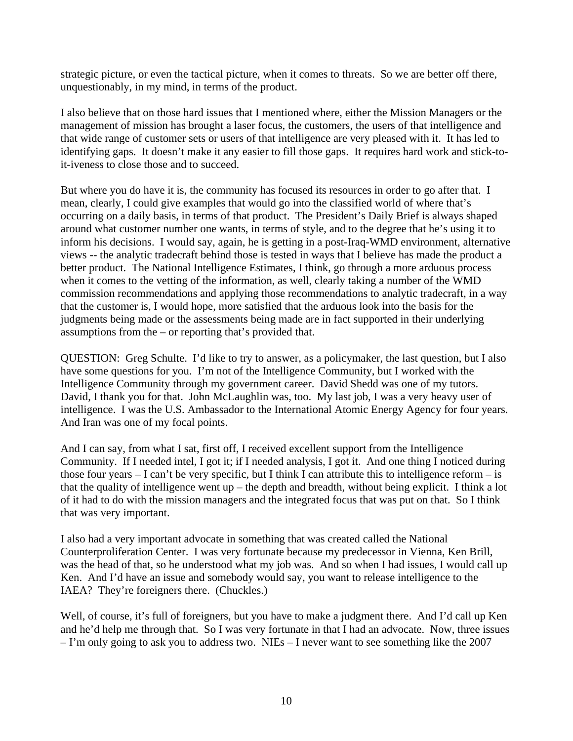strategic picture, or even the tactical picture, when it comes to threats. So we are better off there, unquestionably, in my mind, in terms of the product.

I also believe that on those hard issues that I mentioned where, either the Mission Managers or the management of mission has brought a laser focus, the customers, the users of that intelligence and that wide range of customer sets or users of that intelligence are very pleased with it. It has led to identifying gaps. It doesn't make it any easier to fill those gaps. It requires hard work and stick-to-it-iveness to close those and to succeed.

But where you do have it is, the community has focused its resources in order to go after that. I mean, clearly, I could give examples that would go into the classified world of where that's occurring on a daily basis, in terms of that product. The President's Daily Brief is always shaped around what customer number one wants, in terms of style, and to the degree that he's using it to inform his decisions. I would say, again, he is getting in a post-Iraq-WMD environment, alternative views -- the analytic tradecraft behind those is tested in ways that I believe has made the product a better product. The National Intelligence Estimates, I think, go through a more arduous process when it comes to the vetting of the information, as well, clearly taking a number of the WMD commission recommendations and applying those recommendations to analytic tradecraft, in a way that the customer is, I would hope, more satisfied that the arduous look into the basis for the judgments being made or the assessments being made are in fact supported in their underlying assumptions from the – or reporting that's provided that.

QUESTION: Greg Schulte. I'd like to try to answer, as a policymaker, the last question, but I also have some questions for you. I'm not of the Intelligence Community, but I worked with the Intelligence Community through my government career. David Shedd was one of my tutors. David, I thank you for that. John McLaughlin was, too. My last job, I was a very heavy user of intelligence. I was the U.S. Ambassador to the International Atomic Energy Agency for four years. And Iran was one of my focal points.

And I can say, from what I sat, first off, I received excellent support from the Intelligence Community. If I needed intel, I got it; if I needed analysis, I got it. And one thing I noticed during those four years – I can't be very specific, but I think I can attribute this to intelligence reform – is that the quality of intelligence went up – the depth and breadth, without being explicit. I think a lot of it had to do with the mission managers and the integrated focus that was put on that. So I think that was very important.

I also had a very important advocate in something that was created called the National Counterproliferation Center. I was very fortunate because my predecessor in Vienna, Ken Brill, was the head of that, so he understood what my job was. And so when I had issues, I would call up Ken. And I'd have an issue and somebody would say, you want to release intelligence to the IAEA? They're foreigners there. (Chuckles.)

Well, of course, it's full of foreigners, but you have to make a judgment there. And I'd call up Ken and he'd help me through that. So I was very fortunate in that I had an advocate. Now, three issues – I'm only going to ask you to address two. NIEs – I never want to see something like the 2007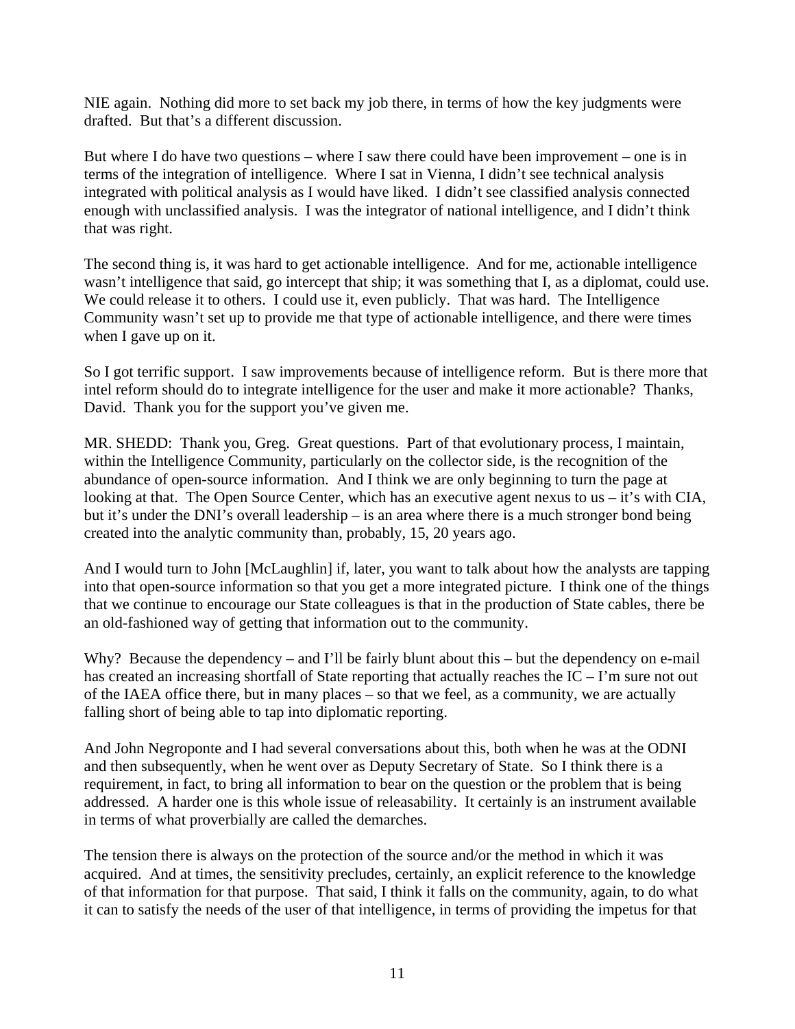NIE again. Nothing did more to set back my job there, in terms of how the key judgments were drafted. But that's a different discussion.

But where I do have two questions – where I saw there could have been improvement – one is in terms of the integration of intelligence. Where I sat in Vienna, I didn't see technical analysis integrated with political analysis as I would have liked. I didn't see classified analysis connected enough with unclassified analysis. I was the integrator of national intelligence, and I didn't think that was right.

The second thing is, it was hard to get actionable intelligence. And for me, actionable intelligence wasn't intelligence that said, go intercept that ship; it was something that I, as a diplomat, could use. We could release it to others. I could use it, even publicly. That was hard. The Intelligence Community wasn't set up to provide me that type of actionable intelligence, and there were times when I gave up on it.

So I got terrific support. I saw improvements because of intelligence reform. But is there more that intel reform should do to integrate intelligence for the user and make it more actionable? Thanks, David. Thank you for the support you've given me.

MR. SHEDD: Thank you, Greg. Great questions. Part of that evolutionary process, I maintain, within the Intelligence Community, particularly on the collector side, is the recognition of the abundance of open-source information. And I think we are only beginning to turn the page at looking at that. The Open Source Center, which has an executive agent nexus to us – it's with CIA, but it's under the DNI's overall leadership – is an area where there is a much stronger bond being created into the analytic community than, probably, 15, 20 years ago.

And I would turn to John [McLaughlin] if, later, you want to talk about how the analysts are tapping into that open-source information so that you get a more integrated picture. I think one of the things that we continue to encourage our State colleagues is that in the production of State cables, there be an old-fashioned way of getting that information out to the community.

Why? Because the dependency – and I'll fairly blunt about this – but the dependency on e-mail has created an increasing shortfall of State reporting that actually reaches the IC – I'm sure not out of the IAEA office there, but in many places – so that we feel, as a community, we are actually falling short of being able to tap into diplomatic reporting.

And John Negroponte and I had several conversations about this, both when he was at the ODNI and then subsequently, when he went over as Deputy Secretary of State. So I think there is a requirement, in fact, to bring all information to bear on the question or the problem that is being addressed. A harder one is this whole issue of releasability. It certainly is an instrument available in terms of what proverbially are called the demarches.

The tension there is always on the protection of the source and/or the method in which it was acquired. And at times, the sensitivity precludes, certainly, an explicit reference to the knowledge of that information for that purpose. That said, I think it falls on the community, again, to do what it can to satisfy the needs of the user of that intelligence, in terms of providing the impetus for that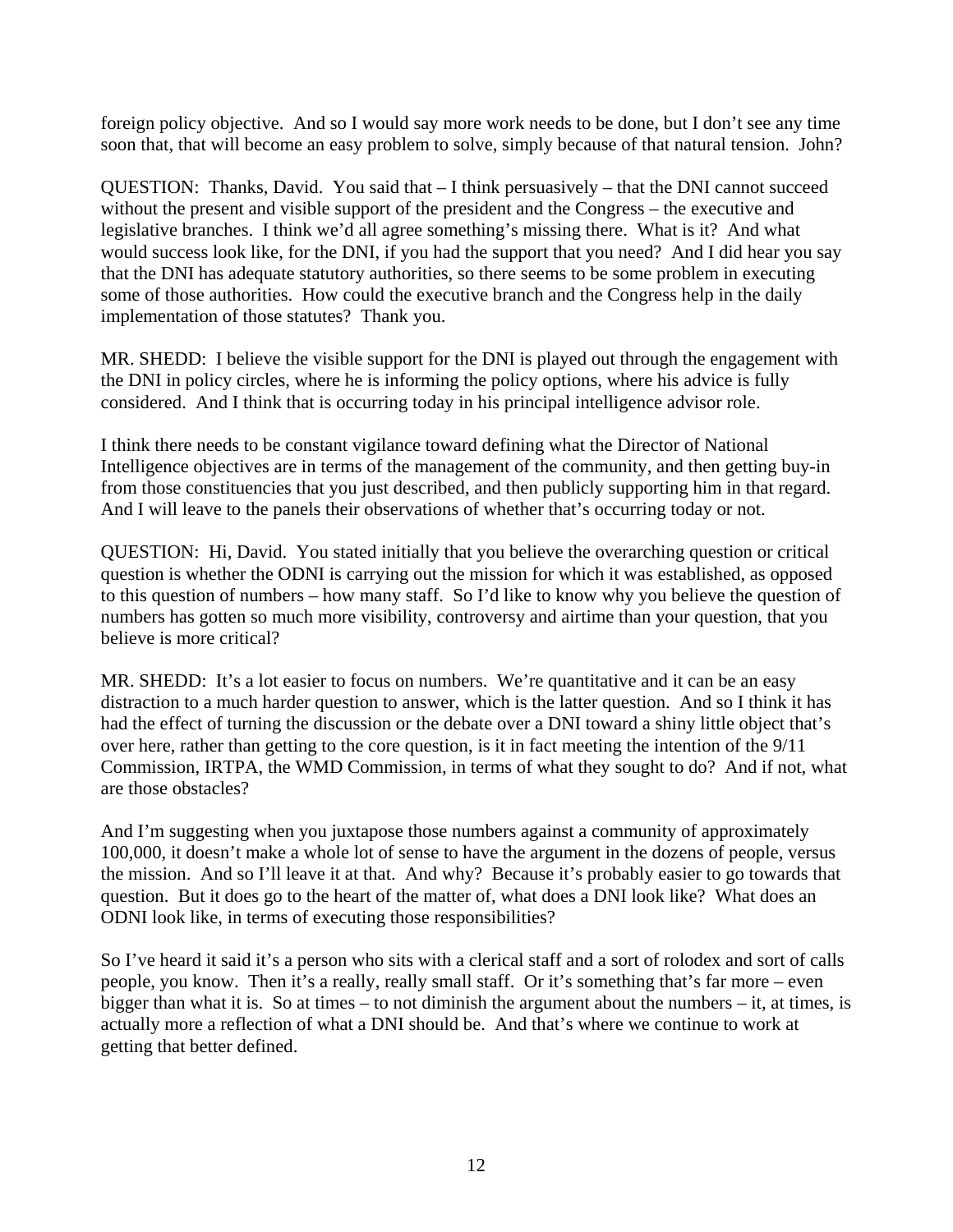foreign policy objective. And so I would say more work needs to be done, but I don't see any time soon that, that will become an easy problem to solve, simply because of that natural tension. John?

QUESTION: Thanks, David. You said that – I think persuasively – that the DNI cannot succeed without the present and visible support of the president and the Congress – the executive and legislative branches. I think we'd all agree something's missing there. What is it? And what would success look like, for the DNI, if you had the support that you need? And I did hear you say that the DNI has adequate statutory authorities, so there seems to be some problem in executing some of those authorities. How could the executive branch and the Congress help in the daily implementation of those statutes? Thank you.

MR. SHEDD: I believe the visible support for the DNI is played out through the engagement with the DNI in policy circles, where he is informing the policy options, where his advice is fully considered. And I think that is occurring today in his principal intelligence advisor role.

I think there needs to be constant vigilance toward defining what the Director of National Intelligence objectives are in terms of the management of the community, and then getting buy-in from those constituencies that you just described, and then publicly supporting him in that regard. And I will leave to the panels their observations of whether that's occurring today or not.

QUESTION: Hi, David. You stated initially that you believe the overarching question or critical question is whether the ODNI is carrying out the mission for which it was established, as opposed to this question of numbers – how many staff. So I'd like to know why you believe the question of numbers has gotten so much more visibility, controversy and airtime than your question, that you believe is more critical?

MR. SHEDD: It's a lot easier to focus on numbers. We're quantitative and it can be an easy distraction to a much harder question to answer, which is the latter question. And so I think it has had the effect of turning the discussion or the debate over a DNI toward a shiny little object that's over here, rather than getting to the core question, is it in fact meeting the intention of the 9/11 Commission, IRTPA, the WMD Commission, in terms of what they sought to do? And if not, what are those obstacles?

And I'm suggesting when you juxtapose those numbers against a community of approximately 100,000, it doesn't make a whole lot of sense to have the argument in the dozens of people, versus the mission. And so I'll leave it at that. And why? Because it's probably easier to go towards that question. But it does go to the heart of the matter of, what does a DNI look like? What does an ODNI look like, in terms of executing those responsibilities?

So I've heard it said it's a person who sits with a clerical staff and a sort of rolodex and sort of calls people, you know. Then it's a really, really small staff. Or it's something that's far more – even bigger than what it is. So at times – to not diminish the argument about the numbers – it, at times, is actually more a reflection of what a DNI should be. And that's where we continue to work at getting that better defined.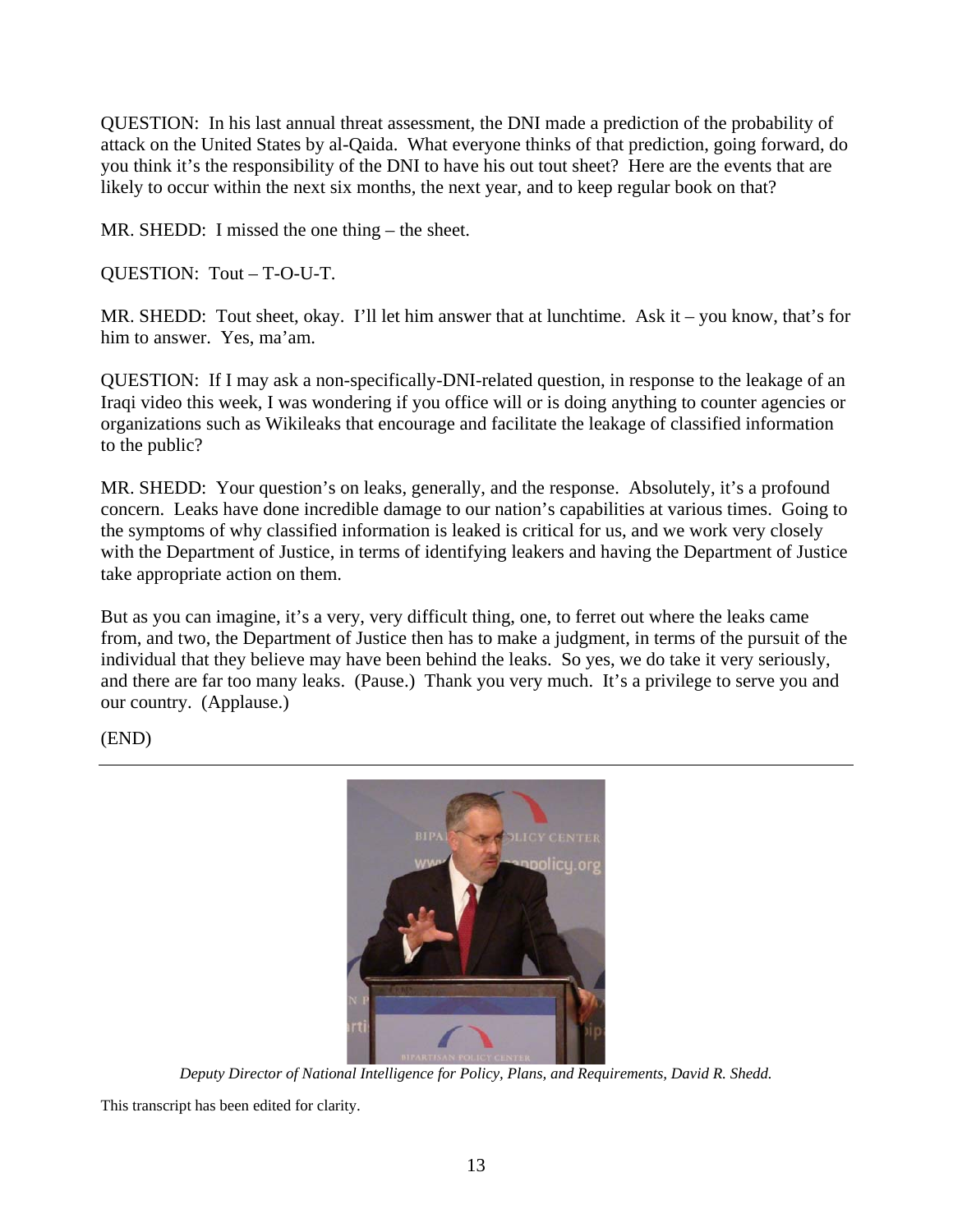QUESTION: In his last annual threat assessment, the DNI made a prediction of the probability of attack on the United States by al-Qaida. What everyone thinks of that prediction, going forward, do you think it's the responsibility of the DNI to have his out tout sheet? Here are the events that are likely to occur within the next six months, the next year, and to keep regular book on that?

MR. SHEDD: I missed the one thing – the sheet.

QUESTION: Tout – T-O-U-T.

MR. SHEDD: Tout sheet, okay. I'll let him answer that at lunchtime. Ask it – you know, that's for him to answer. Yes, ma'am.

QUESTION: If I may ask a non-specifically-DNI-related question, in response to the leakage of an Iraqi video this week, I was wondering if you office will or is doing anything to counter agencies or organizations such as Wikileaks that encourage and facilitate the leakage of classified information to the public?

MR. SHEDD: Your question's on leaks, generally, and the response. Absolutely, it's a profound concern. Leaks have done incredible damage to our nation's capabilities at various times. Going to the symptoms of why classified information is leaked is critical for us, and we work very closely with the Department of Justice, in terms of identifying leakers and having the Department of Justice take appropriate action on them.

But as you can imagine, it's a very, very difficult thing, one, to ferret out where the leaks came from, and two, the Department of Justice then has to make a judgment, in terms of the pursuit of the individual that they believe may have been behind the leaks. So yes, we do take it very seriously, and there are far too many leaks. (Pause.) Thank you very much. It's a privilege to serve you and our country. (Applause.)

(END)

---

*Deputy Director of National Intelligence for Policy, Plans, and Requirements, David R. Shedd.*

This transcript has been edited for clarity.